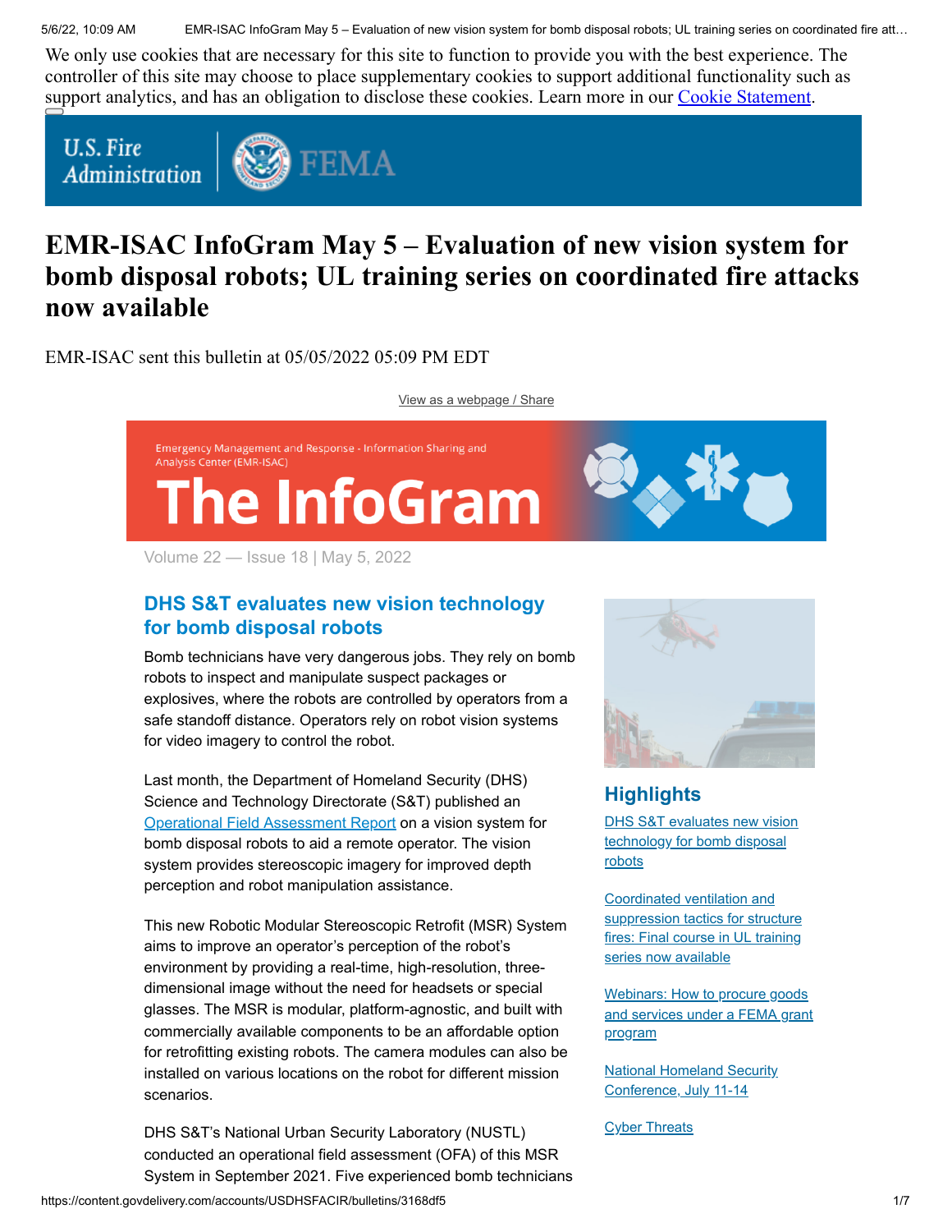We only use cookies that are necessary for this site to function to provide you with the best experience. The controller of this site may choose to place supplementary cookies to support additional functionality such as support analytics, and has an obligation to disclose these cookies. Learn more in our [Cookie Statement](#).

U.S. Fire Administration | FEMA

# EMR-ISAC InfoGram May 5 – Evaluation of new vision system for bomb disposal robots; UL training series on coordinated fire attacks now available

EMR-ISAC sent this bulletin at 05/05/2022 05:09 PM EDT

[View as a webpage / Share](#)

Emergency Management and Response - Information Sharing and Analysis Center (EMR-ISAC)

**The InfoGram**

Volume 22 — Issue 18 | May 5, 2022

## DHS S&T evaluates new vision technology for bomb disposal robots

Bomb technicians have very dangerous jobs. They rely on bomb robots to inspect and manipulate suspect packages or explosives, where the robots are controlled by operators from a safe standoff distance. Operators rely on robot vision systems for video imagery to control the robot.

Last month, the Department of Homeland Security (DHS) Science and Technology Directorate (S&T) published an [Operational Field Assessment Report](#) on a vision system for bomb disposal robots to aid a remote operator. The vision system provides stereoscopic imagery for improved depth perception and robot manipulation assistance.

This new Robotic Modular Stereoscopic Retrofit (MSR) System aims to improve an operator's perception of the robot's environment by providing a real-time, high-resolution, three-dimensional image without the need for headsets or special glasses. The MSR is modular, platform-agnostic, and built with commercially available components to be an affordable option for retrofitting existing robots. The camera modules can also be installed on various locations on the robot for different mission scenarios.

DHS S&T's National Urban Security Laboratory (NUSTL) conducted an operational field assessment (OFA) of this MSR System in September 2021. Five experienced bomb technicians

## Highlights

[DHS S&T evaluates new vision technology for bomb disposal robots](#)

[Coordinated ventilation and suppression tactics for structure fires: Final course in UL training series now available](#)

[Webinars: How to procure goods and services under a FEMA grant program](#)

[National Homeland Security Conference, July 11-14](#)

[Cyber Threats](#)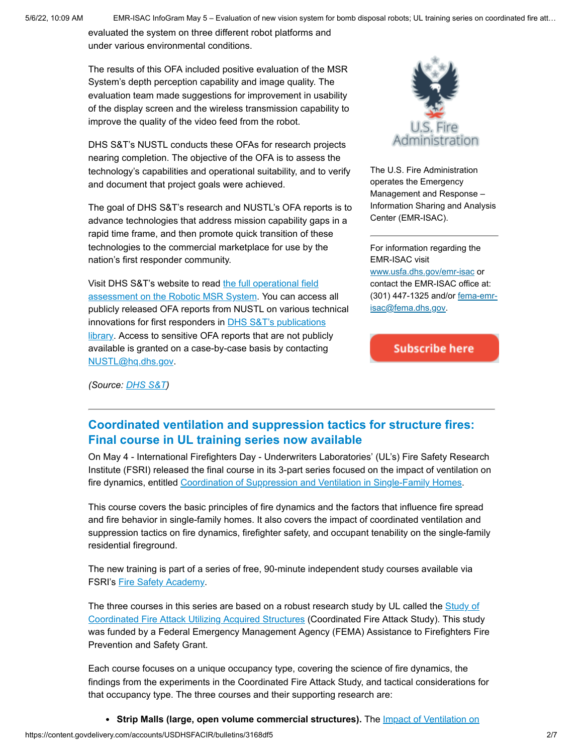evaluated the system on three different robot platforms and under various environmental conditions.

The results of this OFA included positive evaluation of the MSR System's depth perception capability and image quality. The evaluation team made suggestions for improvement in usability of the display screen and the wireless transmission capability to improve the quality of the video feed from the robot.

DHS S&T's NUSTL conducts these OFAs for research projects nearing completion. The objective of the OFA is to assess the technology's capabilities and operational suitability, and to verify and document that project goals were achieved.

The goal of DHS S&T's research and NUSTL's OFA reports is to advance technologies that address mission capability gaps in a rapid time frame, and then promote quick transition of these technologies to the commercial marketplace for use by the nation's first responder community.

Visit DHS S&T's website to read the full operational field assessment on the Robotic MSR System. You can access all publicly released OFA reports from NUSTL on various technical innovations for first responders in DHS S&T's publications library. Access to sensitive OFA reports that are not publicly available is granted on a case-by-case basis by contacting NUSTL@hq.dhs.gov.

*(Source: DHS S&T)*

U.S. Fire Administration

The U.S. Fire Administration operates the Emergency Management and Response – Information Sharing and Analysis Center (EMR-ISAC).

For information regarding the EMR-ISAC visit www.usfa.dhs.gov/emr-isac or contact the EMR-ISAC office at: (301) 447-1325 and/or fema-emr-isac@fema.dhs.gov.

Subscribe here

---

## Coordinated ventilation and suppression tactics for structure fires: Final course in UL training series now available

On May 4 - International Firefighters Day - Underwriters Laboratories' (UL's) Fire Safety Research Institute (FSRI) released the final course in its 3-part series focused on the impact of ventilation on fire dynamics, entitled Coordination of Suppression and Ventilation in Single-Family Homes.

This course covers the basic principles of fire dynamics and the factors that influence fire spread and fire behavior in single-family homes. It also covers the impact of coordinated ventilation and suppression tactics on fire dynamics, firefighter safety, and occupant tenability on the single-family residential fireground.

The new training is part of a series of free, 90-minute independent study courses available via FSRI's Fire Safety Academy.

The three courses in this series are based on a robust research study by UL called the Study of Coordinated Fire Attack Utilizing Acquired Structures (Coordinated Fire Attack Study). This study was funded by a Federal Emergency Management Agency (FEMA) Assistance to Firefighters Fire Prevention and Safety Grant.

Each course focuses on a unique occupancy type, covering the science of fire dynamics, the findings from the experiments in the Coordinated Fire Attack Study, and tactical considerations for that occupancy type. The three courses and their supporting research are:

- **Strip Malls (large, open volume commercial structures).** The Impact of Ventilation on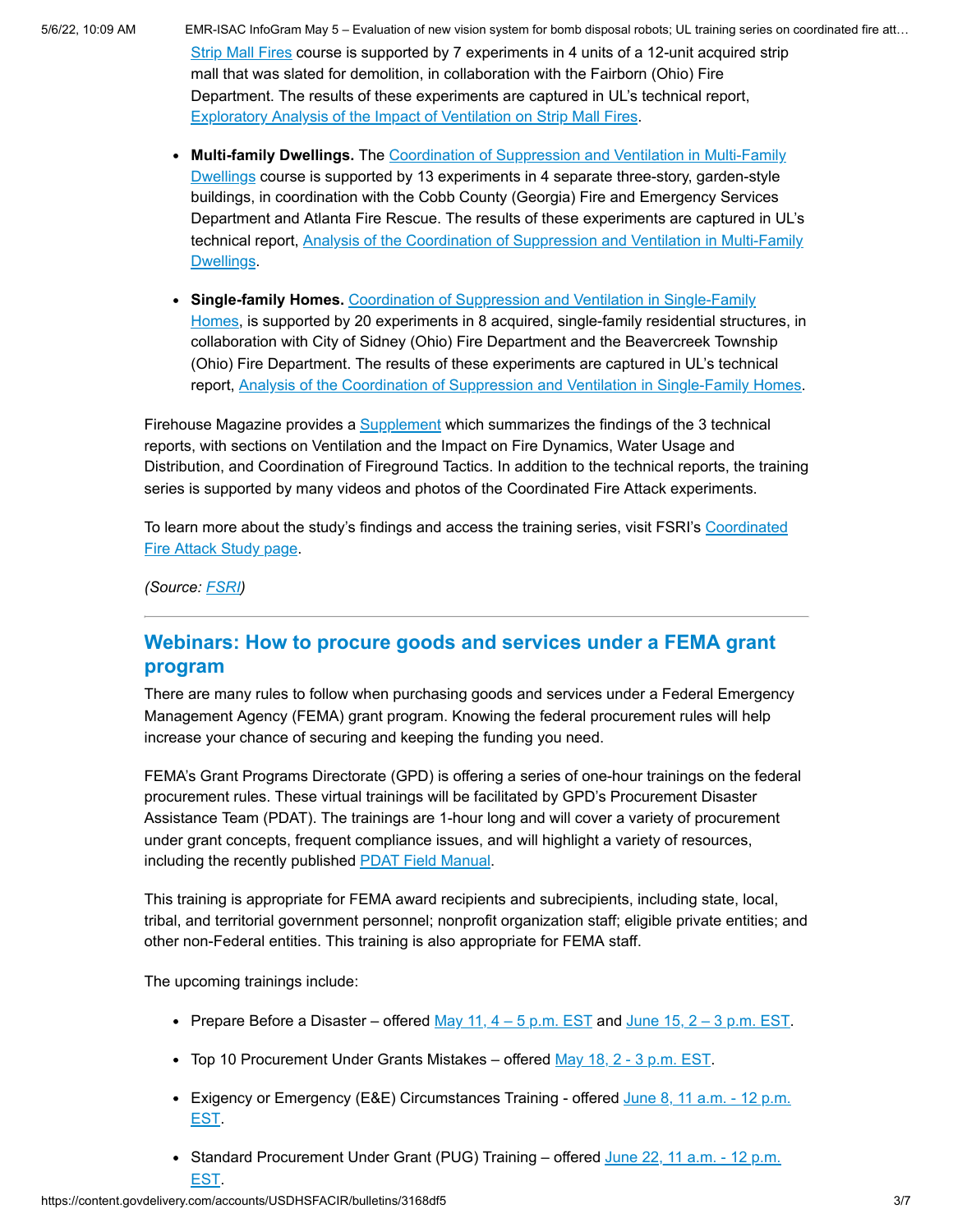Strip Mall Fires course is supported by 7 experiments in 4 units of a 12-unit acquired strip mall that was slated for demolition, in collaboration with the Fairborn (Ohio) Fire Department. The results of these experiments are captured in UL's technical report, Exploratory Analysis of the Impact of Ventilation on Strip Mall Fires.

- **Multi-family Dwellings.** The Coordination of Suppression and Ventilation in Multi-Family Dwellings course is supported by 13 experiments in 4 separate three-story, garden-style buildings, in coordination with the Cobb County (Georgia) Fire and Emergency Services Department and Atlanta Fire Rescue. The results of these experiments are captured in UL's technical report, Analysis of the Coordination of Suppression and Ventilation in Multi-Family Dwellings.

- **Single-family Homes.** Coordination of Suppression and Ventilation in Single-Family Homes, is supported by 20 experiments in 8 acquired, single-family residential structures, in collaboration with City of Sidney (Ohio) Fire Department and the Beavercreek Township (Ohio) Fire Department. The results of these experiments are captured in UL's technical report, Analysis of the Coordination of Suppression and Ventilation in Single-Family Homes.

Firehouse Magazine provides a Supplement which summarizes the findings of the 3 technical reports, with sections on Ventilation and the Impact on Fire Dynamics, Water Usage and Distribution, and Coordination of Fireground Tactics. In addition to the technical reports, the training series is supported by many videos and photos of the Coordinated Fire Attack experiments.

To learn more about the study's findings and access the training series, visit FSRI's Coordinated Fire Attack Study page.

*(Source: FSRI)*

---

## Webinars: How to procure goods and services under a FEMA grant program

There are many rules to follow when purchasing goods and services under a Federal Emergency Management Agency (FEMA) grant program. Knowing the federal procurement rules will help increase your chance of securing and keeping the funding you need.

FEMA's Grant Programs Directorate (GPD) is offering a series of one-hour trainings on the federal procurement rules. These virtual trainings will be facilitated by GPD's Procurement Disaster Assistance Team (PDAT). The trainings are 1-hour long and will cover a variety of procurement under grant concepts, frequent compliance issues, and will highlight a variety of resources, including the recently published PDAT Field Manual.

This training is appropriate for FEMA award recipients and subrecipients, including state, local, tribal, and territorial government personnel; nonprofit organization staff; eligible private entities; and other non-Federal entities. This training is also appropriate for FEMA staff.

The upcoming trainings include:

- Prepare Before a Disaster – offered May 11, 4 – 5 p.m. EST and June 15, 2 – 3 p.m. EST.

- Top 10 Procurement Under Grants Mistakes – offered May 18, 2 - 3 p.m. EST.

- Exigency or Emergency (E&E) Circumstances Training - offered June 8, 11 a.m. - 12 p.m. EST.

- Standard Procurement Under Grant (PUG) Training – offered June 22, 11 a.m. - 12 p.m. EST.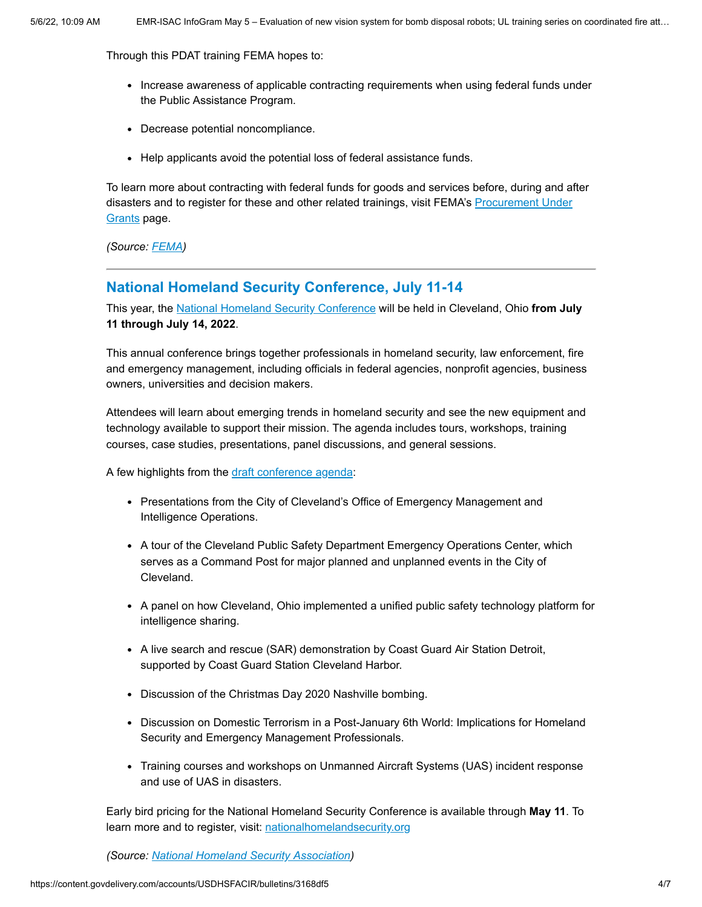Through this PDAT training FEMA hopes to:

- Increase awareness of applicable contracting requirements when using federal funds under the Public Assistance Program.
- Decrease potential noncompliance.
- Help applicants avoid the potential loss of federal assistance funds.

To learn more about contracting with federal funds for goods and services before, during and after disasters and to register for these and other related trainings, visit FEMA's Procurement Under Grants page.

*(Source: FEMA)*

---

## National Homeland Security Conference, July 11-14

This year, the National Homeland Security Conference will be held in Cleveland, Ohio **from July 11 through July 14, 2022**.

This annual conference brings together professionals in homeland security, law enforcement, fire and emergency management, including officials in federal agencies, nonprofit agencies, business owners, universities and decision makers.

Attendees will learn about emerging trends in homeland security and see the new equipment and technology available to support their mission. The agenda includes tours, workshops, training courses, case studies, presentations, panel discussions, and general sessions.

A few highlights from the draft conference agenda:

- Presentations from the City of Cleveland's Office of Emergency Management and Intelligence Operations.
- A tour of the Cleveland Public Safety Department Emergency Operations Center, which serves as a Command Post for major planned and unplanned events in the City of Cleveland.
- A panel on how Cleveland, Ohio implemented a unified public safety technology platform for intelligence sharing.
- A live search and rescue (SAR) demonstration by Coast Guard Air Station Detroit, supported by Coast Guard Station Cleveland Harbor.
- Discussion of the Christmas Day 2020 Nashville bombing.
- Discussion on Domestic Terrorism in a Post-January 6th World: Implications for Homeland Security and Emergency Management Professionals.
- Training courses and workshops on Unmanned Aircraft Systems (UAS) incident response and use of UAS in disasters.

Early bird pricing for the National Homeland Security Conference is available through **May 11**. To learn more and to register, visit: nationalhomelandsecurity.org

*(Source: National Homeland Security Association)*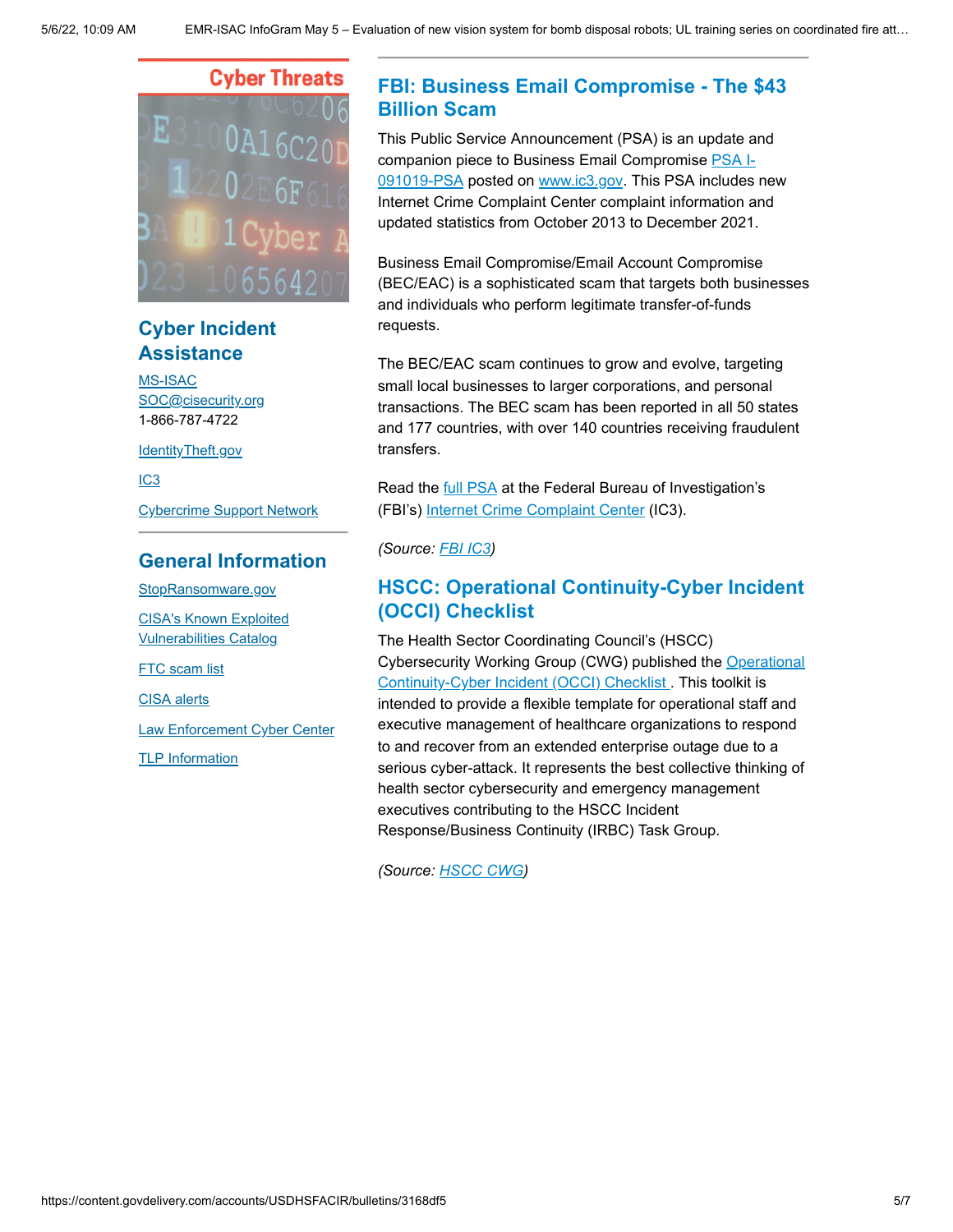## Cyber Threats

### Cyber Incident Assistance

MS-ISAC
SOC@cisecurity.org
1-866-787-4722

IdentityTheft.gov

IC3

Cybercrime Support Network

### General Information

StopRansomware.gov

CISA's Known Exploited Vulnerabilities Catalog

FTC scam list

CISA alerts

Law Enforcement Cyber Center

TLP Information

## FBI: Business Email Compromise - The $43 Billion Scam

This Public Service Announcement (PSA) is an update and companion piece to Business Email Compromise PSA I-091019-PSA posted on www.ic3.gov. This PSA includes new Internet Crime Complaint Center complaint information and updated statistics from October 2013 to December 2021.

Business Email Compromise/Email Account Compromise (BEC/EAC) is a sophisticated scam that targets both businesses and individuals who perform legitimate transfer-of-funds requests.

The BEC/EAC scam continues to grow and evolve, targeting small local businesses to larger corporations, and personal transactions. The BEC scam has been reported in all 50 states and 177 countries, with over 140 countries receiving fraudulent transfers.

Read the full PSA at the Federal Bureau of Investigation's (FBI's) Internet Crime Complaint Center (IC3).

*(Source: FBI IC3)*

## HSCC: Operational Continuity-Cyber Incident (OCCI) Checklist

The Health Sector Coordinating Council's (HSCC) Cybersecurity Working Group (CWG) published the Operational Continuity-Cyber Incident (OCCI) Checklist . This toolkit is intended to provide a flexible template for operational staff and executive management of healthcare organizations to respond to and recover from an extended enterprise outage due to a serious cyber-attack. It represents the best collective thinking of health sector cybersecurity and emergency management executives contributing to the HSCC Incident Response/Business Continuity (IRBC) Task Group.

*(Source: HSCC CWG)*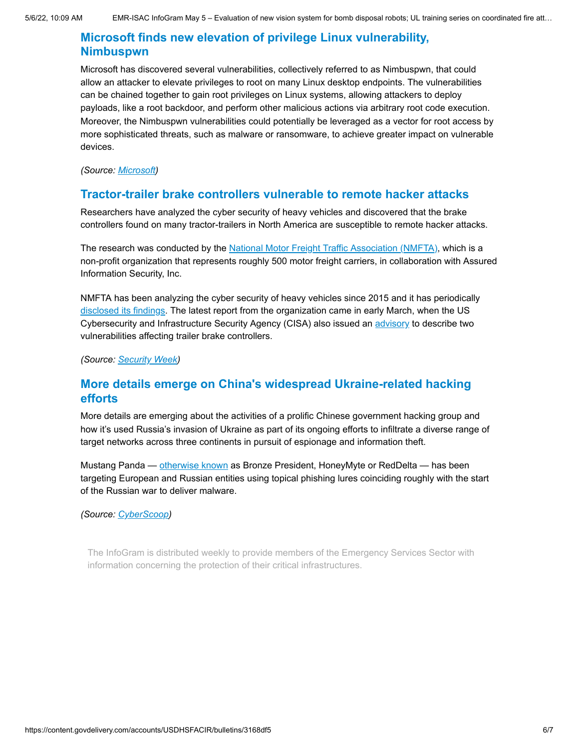## Microsoft finds new elevation of privilege Linux vulnerability, Nimbuspwn

Microsoft has discovered several vulnerabilities, collectively referred to as Nimbuspwn, that could allow an attacker to elevate privileges to root on many Linux desktop endpoints. The vulnerabilities can be chained together to gain root privileges on Linux systems, allowing attackers to deploy payloads, like a root backdoor, and perform other malicious actions via arbitrary root code execution. Moreover, the Nimbuspwn vulnerabilities could potentially be leveraged as a vector for root access by more sophisticated threats, such as malware or ransomware, to achieve greater impact on vulnerable devices.

*(Source: Microsoft)*

## Tractor-trailer brake controllers vulnerable to remote hacker attacks

Researchers have analyzed the cyber security of heavy vehicles and discovered that the brake controllers found on many tractor-trailers in North America are susceptible to remote hacker attacks.

The research was conducted by the National Motor Freight Traffic Association (NMFTA), which is a non-profit organization that represents roughly 500 motor freight carriers, in collaboration with Assured Information Security, Inc.

NMFTA has been analyzing the cyber security of heavy vehicles since 2015 and it has periodically disclosed its findings. The latest report from the organization came in early March, when the US Cybersecurity and Infrastructure Security Agency (CISA) also issued an advisory to describe two vulnerabilities affecting trailer brake controllers.

*(Source: Security Week)*

## More details emerge on China's widespread Ukraine-related hacking efforts

More details are emerging about the activities of a prolific Chinese government hacking group and how it's used Russia's invasion of Ukraine as part of its ongoing efforts to infiltrate a diverse range of target networks across three continents in pursuit of espionage and information theft.

Mustang Panda — otherwise known as Bronze President, HoneyMyte or RedDelta — has been targeting European and Russian entities using topical phishing lures coinciding roughly with the start of the Russian war to deliver malware.

*(Source: CyberScoop)*

The InfoGram is distributed weekly to provide members of the Emergency Services Sector with information concerning the protection of their critical infrastructures.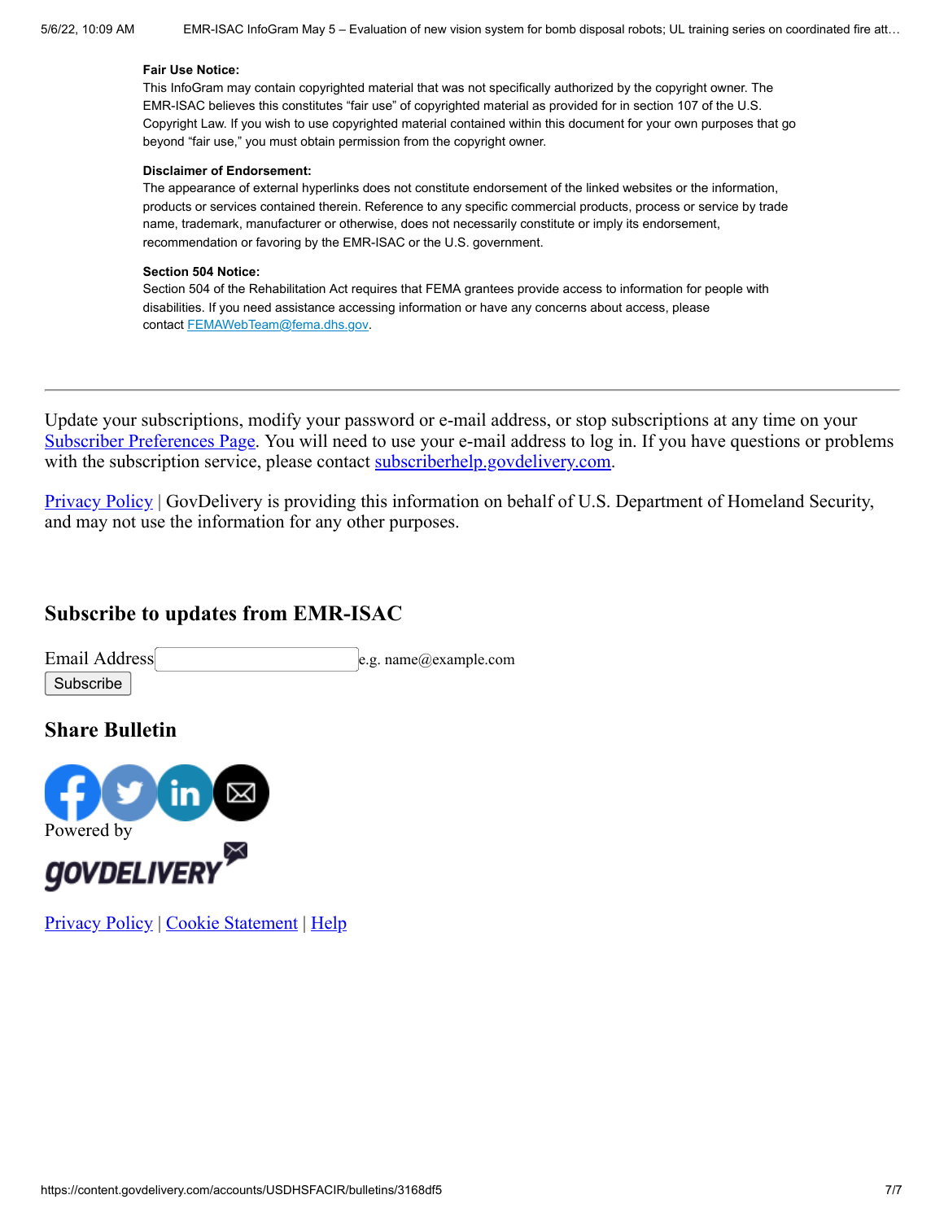**Fair Use Notice:**
This InfoGram may contain copyrighted material that was not specifically authorized by the copyright owner. The EMR-ISAC believes this constitutes "fair use" of copyrighted material as provided for in section 107 of the U.S. Copyright Law. If you wish to use copyrighted material contained within this document for your own purposes that go beyond "fair use," you must obtain permission from the copyright owner.

**Disclaimer of Endorsement:**
The appearance of external hyperlinks does not constitute endorsement of the linked websites or the information, products or services contained therein. Reference to any specific commercial products, process or service by trade name, trademark, manufacturer or otherwise, does not necessarily constitute or imply its endorsement, recommendation or favoring by the EMR-ISAC or the U.S. government.

**Section 504 Notice:**
Section 504 of the Rehabilitation Act requires that FEMA grantees provide access to information for people with disabilities. If you need assistance accessing information or have any concerns about access, please contact FEMAWebTeam@fema.dhs.gov.

---

Update your subscriptions, modify your password or e-mail address, or stop subscriptions at any time on your Subscriber Preferences Page. You will need to use your e-mail address to log in. If you have questions or problems with the subscription service, please contact subscriberhelp.govdelivery.com.

Privacy Policy | GovDelivery is providing this information on behalf of U.S. Department of Homeland Security, and may not use the information for any other purposes.

## Subscribe to updates from EMR-ISAC

Email Address e.g. name@example.com

Subscribe

## Share Bulletin

Powered by

GOVDELIVERY

Privacy Policy | Cookie Statement | Help